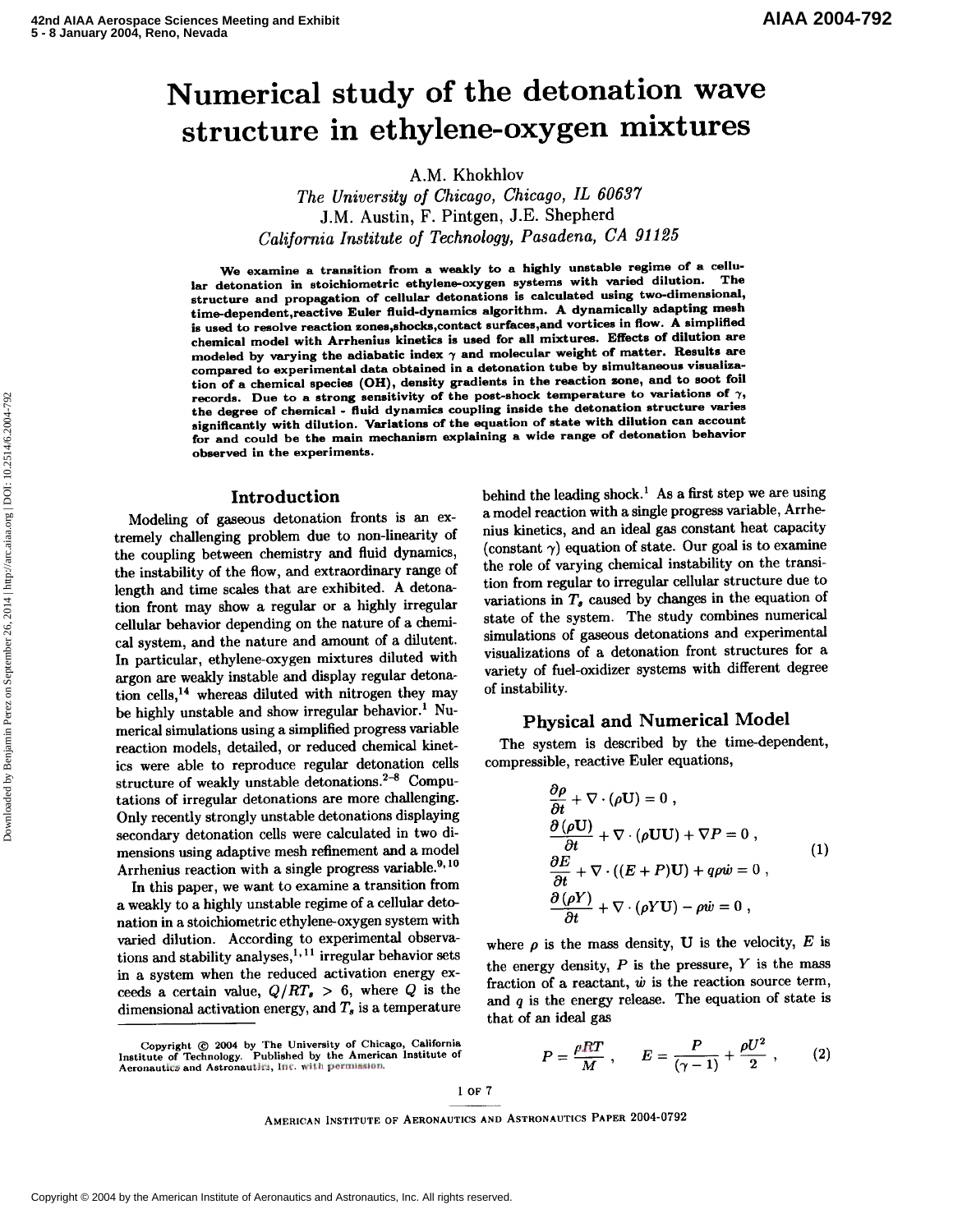# Numerical study of the detonation wave structure in ethylene-oxygen mixtures

A.M. Khokhlov

*The University of Chicago, Chicago, IL 60637*

J.M. Austin, F. Pintgen, J.E. Shepherd

*California Institute of Technology, Pasadena, CA 91125*

**We examine a transition from a weakly to a highly unstable regime of a cellular detonation in stoichiometric ethylene-oxygen systems with varied dilution. The structure and propagation of cellular detonations is calculated using two-dimensional, time-dependent,reactive Euler fluid-dynamics algorithm. A dynamically adapting mesh is used to resolve reaction zones,shocks,contact surfaces,and vortices in flow. A simplified chemical model with Arrhenius kinetics is used for all mixtures. Effects of dilution are modeled by varying the adiabatic index $\gamma$ and molecular weight of matter. Results are compared to experimental data obtained in a detonation tube by simultaneous visualization of a chemical species (OH), density gradients in the reaction zone, and to soot foil records. Due to a strong sensitivity of the post-shock temperature to variations of $\gamma$, the degree of chemical - fluid dynamics coupling inside the detonation structure varies significantly with dilution. Variations of the equation of state with dilution can account for and could be the main mechanism explaining a wide range of detonation behavior observed in the experiments.**

## Introduction

Modeling of gaseous detonation fronts is an extremely challenging problem due to non-linearity of the coupling between chemistry and fluid dynamics, the instability of the flow, and extraordinary range of length and time scales that are exhibited. A detonation front may show a regular or a highly irregular cellular behavior depending on the nature of a chemical system, and the nature and amount of a dilutent. In particular, ethylene-oxygen mixtures diluted with argon are weakly instable and display regular detonation cells,[14] whereas diluted with nitrogen they may be highly unstable and show irregular behavior.[1] Numerical simulations using a simplified progress variable reaction models, detailed, or reduced chemical kinetics were able to reproduce regular detonation cells structure of weakly unstable detonations.[2–8] Computations of irregular detonations are more challenging. Only recently strongly unstable detonations displaying secondary detonation cells were calculated in two dimensions using adaptive mesh refinement and a model Arrhenius reaction with a single progress variable.[9,10]

In this paper, we want to examine a transition from a weakly to a highly unstable regime of a cellular detonation in a stoichiometric ethylene-oxygen system with varied dilution. According to experimental observations and stability analyses,[1,11] irregular behavior sets in a system when the reduced activation energy exceeds a certain value, $Q/RT_s > 6$, where $Q$ is the dimensional activation energy, and $T_s$ is a temperature behind the leading shock.[1] As a first step we are using a model reaction with a single progress variable, Arrhenius kinetics, and an ideal gas constant heat capacity (constant $\gamma$) equation of state. Our goal is to examine the role of varying chemical instability on the transition from regular to irregular cellular structure due to variations in $T_s$ caused by changes in the equation of state of the system. The study combines numerical simulations of gaseous detonations and experimental visualizations of a detonation front structures for a variety of fuel-oxidizer systems with different degree of instability.

Copyright © 2004 by The University of Chicago, California Institute of Technology. Published by the American Institute of Aeronautics and Astronautics, Inc. with permission.

## Physical and Numerical Model

The system is described by the time-dependent, compressible, reactive Euler equations,

$$
\begin{aligned}
&\frac{\partial \rho}{\partial t} + \nabla \cdot (\rho \mathbf{U}) = 0 \ , \\
&\frac{\partial (\rho \mathbf{U})}{\partial t} + \nabla \cdot (\rho \mathbf{U}\mathbf{U}) + \nabla P = 0 \ , \\
&\frac{\partial E}{\partial t} + \nabla \cdot ((E + P)\mathbf{U}) + q\rho\dot{w} = 0 \ , \\
&\frac{\partial (\rho Y)}{\partial t} + \nabla \cdot (\rho Y \mathbf{U}) - \rho\dot{w} = 0 \ ,
\end{aligned}
\tag{1}
$$

where $\rho$ is the mass density, $\mathbf{U}$ is the velocity, $E$ is the energy density, $P$ is the pressure, $Y$ is the mass fraction of a reactant, $\dot{w}$ is the reaction source term, and $q$ is the energy release. The equation of state is that of an ideal gas

$$
P = \frac{\rho R T}{M} \ , \qquad E = \frac{P}{(\gamma - 1)} + \frac{\rho U^2}{2} \ , \tag{2}
$$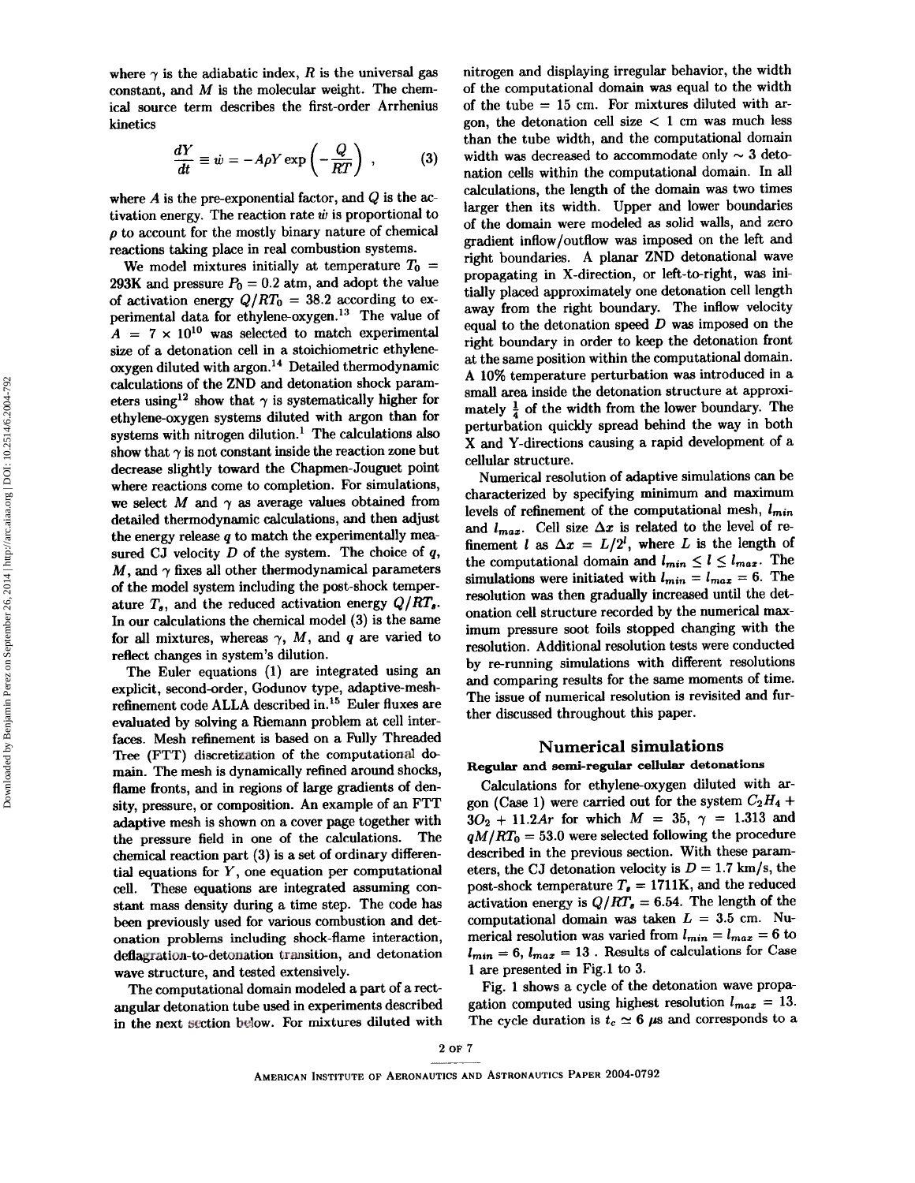where $\gamma$ is the adiabatic index, $R$ is the universal gas constant, and $M$ is the molecular weight. The chemical source term describes the first-order Arrhenius kinetics

$$\frac{dY}{dt} \equiv \dot{w} = -A\rho Y \exp\left(-\frac{Q}{RT}\right) , \qquad (3)$$

where $A$ is the pre-exponential factor, and $Q$ is the activation energy. The reaction rate $\dot{w}$ is proportional to $\rho$ to account for the mostly binary nature of chemical reactions taking place in real combustion systems.

We model mixtures initially at temperature $T_0 =$ 293K and pressure $P_0 = 0.2$ atm, and adopt the value of activation energy $Q/RT_0 = 38.2$ according to experimental data for ethylene-oxygen.[13] The value of $A = 7 \times 10^{10}$ was selected to match experimental size of a detonation cell in a stoichiometric ethylene-oxygen diluted with argon.[14] Detailed thermodynamic calculations of the ZND and detonation shock parameters using[12] show that $\gamma$ is systematically higher for ethylene-oxygen systems diluted with argon than for systems with nitrogen dilution.[1] The calculations also show that $\gamma$ is not constant inside the reaction zone but decrease slightly toward the Chapmen-Jouguet point where reactions come to completion. For simulations, we select $M$ and $\gamma$ as average values obtained from detailed thermodynamic calculations, and then adjust the energy release $q$ to match the experimentally measured CJ velocity $D$ of the system. The choice of $q$, $M$, and $\gamma$ fixes all other thermodynamical parameters of the model system including the post-shock temperature $T_s$, and the reduced activation energy $Q/RT_s$. In our calculations the chemical model (3) is the same for all mixtures, whereas $\gamma$, $M$, and $q$ are varied to reflect changes in system's dilution.

The Euler equations (1) are integrated using an explicit, second-order, Godunov type, adaptive-mesh-refinement code ALLA described in.[15] Euler fluxes are evaluated by solving a Riemann problem at cell interfaces. Mesh refinement is based on a Fully Threaded Tree (FTT) discretization of the computational domain. The mesh is dynamically refined around shocks, flame fronts, and in regions of large gradients of density, pressure, or composition. An example of an FTT adaptive mesh is shown on a cover page together with the pressure field in one of the calculations. The chemical reaction part (3) is a set of ordinary differential equations for $Y$, one equation per computational cell. These equations are integrated assuming constant mass density during a time step. The code has been previously used for various combustion and detonation problems including shock-flame interaction, deflagration-to-detonation transition, and detonation wave structure, and tested extensively.

The computational domain modeled a part of a rectangular detonation tube used in experiments described in the next section below. For mixtures diluted with nitrogen and displaying irregular behavior, the width of the computational domain was equal to the width of the tube = 15 cm. For mixtures diluted with argon, the detonation cell size < 1 cm was much less than the tube width, and the computational domain width was decreased to accommodate only $\sim 3$ detonation cells within the computational domain. In all calculations, the length of the domain was two times larger then its width. Upper and lower boundaries of the domain were modeled as solid walls, and zero gradient inflow/outflow was imposed on the left and right boundaries. A planar ZND detonational wave propagating in X-direction, or left-to-right, was initially placed approximately one detonation cell length away from the right boundary. The inflow velocity equal to the detonation speed $D$ was imposed on the right boundary in order to keep the detonation front at the same position within the computational domain. A 10% temperature perturbation was introduced in a small area inside the detonation structure at approximately $\frac{1}{4}$ of the width from the lower boundary. The perturbation quickly spread behind the way in both X and Y-directions causing a rapid development of a cellular structure.

Numerical resolution of adaptive simulations can be characterized by specifying minimum and maximum levels of refinement of the computational mesh, $l_{min}$ and $l_{max}$. Cell size $\Delta x$ is related to the level of refinement $l$ as $\Delta x = L/2^l$, where $L$ is the length of the computational domain and $l_{min} \leq l \leq l_{max}$. The simulations were initiated with $l_{min} = l_{max} = 6$. The resolution was then gradually increased until the detonation cell structure recorded by the numerical maximum pressure soot foils stopped changing with the resolution. Additional resolution tests were conducted by re-running simulations with different resolutions and comparing results for the same moments of time. The issue of numerical resolution is revisited and further discussed throughout this paper.

## Numerical simulations

### Regular and semi-regular cellular detonations

Calculations for ethylene-oxygen diluted with argon (Case 1) were carried out for the system $C_2H_4 + 3O_2 + 11.2Ar$ for which $M = 35$, $\gamma = 1.313$ and $qM/RT_0 = 53.0$ were selected following the procedure described in the previous section. With these parameters, the CJ detonation velocity is $D = 1.7$ km/s, the post-shock temperature $T_s = 1711$K, and the reduced activation energy is $Q/RT_s = 6.54$. The length of the computational domain was taken $L = 3.5$ cm. Numerical resolution was varied from $l_{min} = l_{max} = 6$ to $l_{min} = 6$, $l_{max} = 13$ . Results of calculations for Case 1 are presented in Fig.1 to 3.

Fig. 1 shows a cycle of the detonation wave propagation computed using highest resolution $l_{max} = 13$. The cycle duration is $t_c \simeq 6$ $\mu$s and corresponds to a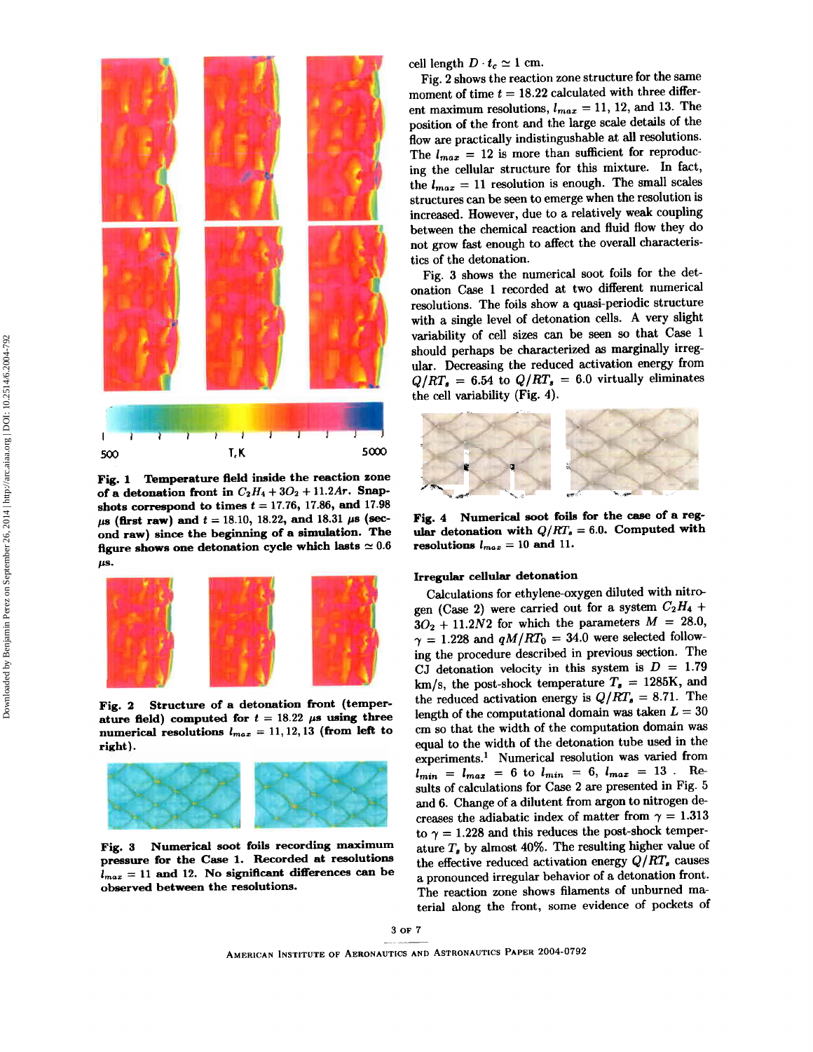cell length $D \cdot t_c \simeq 1$ cm.

Fig. 2 shows the reaction zone structure for the same moment of time $t = 18.22$ calculated with three different maximum resolutions, $l_{max} = 11$, 12, and 13. The position of the front and the large scale details of the flow are practically indistinguishable at all resolutions. The $l_{max} = 12$ is more than sufficient for reproducing the cellular structure for this mixture. In fact, the $l_{max} = 11$ resolution is enough. The small scales structures can be seen to emerge when the resolution is increased. However, due to a relatively weak coupling between the chemical reaction and fluid flow they do not grow fast enough to affect the overall characteristics of the detonation.

Fig. 3 shows the numerical soot foils for the detonation Case 1 recorded at two different numerical resolutions. The foils show a quasi-periodic structure with a single level of detonation cells. A very slight variability of cell sizes can be seen so that Case 1 should perhaps be characterized as marginally irregular. Decreasing the reduced activation energy from $Q/RT_s = 6.54$ to $Q/RT_s = 6.0$ virtually eliminates the cell variability (Fig. 4).

**Fig. 1 Temperature field inside the reaction zone of a detonation front in $C_2H_4 + 3O_2 + 11.2Ar$. Snapshots correspond to times $t = 17.76$, 17.86, and 17.98 $\mu$s (first raw) and $t = 18.10$, 18.22, and 18.31 $\mu$s (second raw) since the beginning of a simulation. The figure shows one detonation cycle which lasts $\simeq 0.6$ $\mu$s.**

**Fig. 2 Structure of a detonation front (temperature field) computed for $t = 18.22$ $\mu$s using three numerical resolutions $l_{max} = 11, 12, 13$ (from left to right).**

**Fig. 3 Numerical soot foils recording maximum pressure for the Case 1. Recorded at resolutions $l_{max} = 11$ and 12. No significant differences can be observed between the resolutions.**

**Fig. 4 Numerical soot foils for the case of a regular detonation with $Q/RT_s = 6.0$. Computed with resolutions $l_{max} = 10$ and 11.**

### Irregular cellular detonation

Calculations for ethylene-oxygen diluted with nitrogen (Case 2) were carried out for a system $C_2H_4 + 3O_2 + 11.2N2$ for which the parameters $M = 28.0$, $\gamma = 1.228$ and $qM/RT_0 = 34.0$ were selected following the procedure described in previous section. The CJ detonation velocity in this system is $D = 1.79$ km/s, the post-shock temperature $T_s = 1285$K, and the reduced activation energy is $Q/RT_s = 8.71$. The length of the computational domain was taken $L = 30$ cm so that the width of the computation domain was equal to the width of the detonation tube used in the experiments.[1] Numerical resolution was varied from $l_{min} = l_{max} = 6$ to $l_{min} = 6$, $l_{max} = 13$. Results of calculations for Case 2 are presented in Fig. 5 and 6. Change of a dilutent from argon to nitrogen decreases the adiabatic index of matter from $\gamma = 1.313$ to $\gamma = 1.228$ and this reduces the post-shock temperature $T_s$ by almost 40%. The resulting higher value of the effective reduced activation energy $Q/RT_s$ causes a pronounced irregular behavior of a detonation front. The reaction zone shows filaments of unburned material along the front, some evidence of pockets of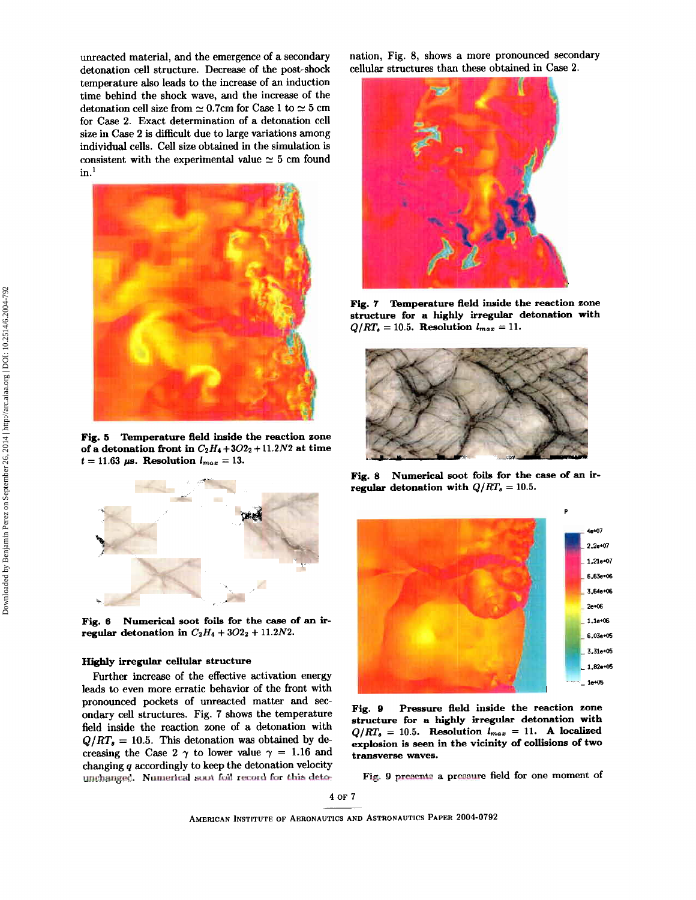unreacted material, and the emergence of a secondary detonation cell structure. Decrease of the post-shock temperature also leads to the increase of an induction time behind the shock wave, and the increase of the detonation cell size from $\simeq 0.7$cm for Case 1 to $\simeq 5$ cm for Case 2. Exact determination of a detonation cell size in Case 2 is difficult due to large variations among individual cells. Cell size obtained in the simulation is consistent with the experimental value $\simeq 5$ cm found in.[1]

**Fig. 5 Temperature field inside the reaction zone of a detonation front in $C_2H_4 + 3O2_2 + 11.2N2$ at time $t = 11.63$ μs. Resolution $l_{max} = 13$.**

**Fig. 6 Numerical soot foils for the case of an irregular detonation in $C_2H_4 + 3O2_2 + 11.2N2$.**

### Highly irregular cellular structure

Further increase of the effective activation energy leads to even more erratic behavior of the front with pronounced pockets of unreacted matter and secondary cell structures. Fig. 7 shows the temperature field inside the reaction zone of a detonation with $Q/RT_s = 10.5$. This detonation was obtained by decreasing the Case 2 $\gamma$ to lower value $\gamma = 1.16$ and changing $q$ accordingly to keep the detonation velocity unchanged. Numerical soot foil record for this detonation, Fig. 8, shows a more pronounced secondary cellular structures than these obtained in Case 2.

**Fig. 7 Temperature field inside the reaction zone structure for a highly irregular detonation with $Q/RT_s = 10.5$. Resolution $l_{max} = 11$.**

**Fig. 8 Numerical soot foils for the case of an irregular detonation with $Q/RT_s = 10.5$.**

**Fig. 9 Pressure field inside the reaction zone structure for a highly irregular detonation with $Q/RT_s = 10.5$. Resolution $l_{max} = 11$. A localized explosion is seen in the vicinity of collisions of two transverse waves.**

Fig. 9 presents a pressure field for one moment of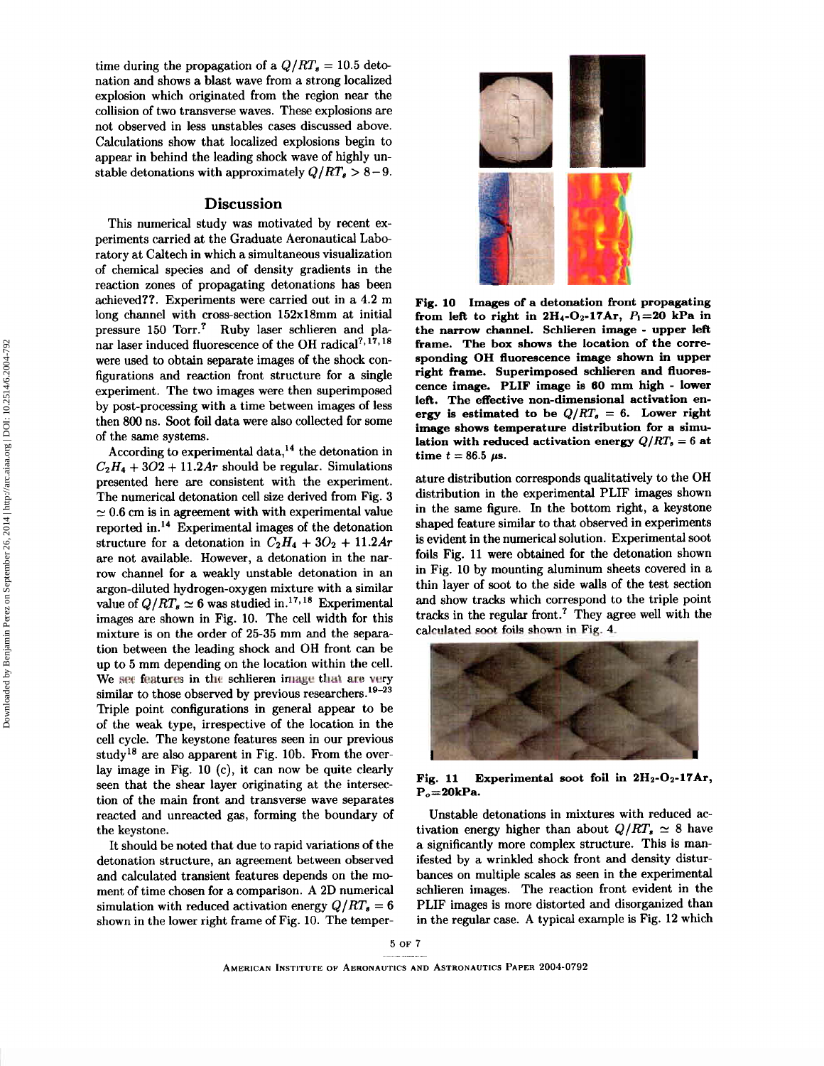time during the propagation of a $Q/RT_s = 10.5$ detonation and shows a blast wave from a strong localized explosion which originated from the region near the collision of two transverse waves. These explosions are not observed in less unstables cases discussed above. Calculations show that localized explosions begin to appear in behind the leading shock wave of highly unstable detonations with approximately $Q/RT_s > 8-9$.

## Discussion

This numerical study was motivated by recent experiments carried at the Graduate Aeronautical Laboratory at Caltech in which a simultaneous visualization of chemical species and of density gradients in the reaction zones of propagating detonations has been achieved??. Experiments were carried out in a 4.2 m long channel with cross-section 152x18mm at initial pressure 150 Torr.[7] Ruby laser schlieren and planar laser induced fluorescence of the OH radical[7,17,18] were used to obtain separate images of the shock configurations and reaction front structure for a single experiment. The two images were then superimposed by post-processing with a time between images of less then 800 ns. Soot foil data were also collected for some of the same systems.

According to experimental data,[14] the detonation in $C_2H_4 + 3O2 + 11.2Ar$ should be regular. Simulations presented here are consistent with the experiment. The numerical detonation cell size derived from Fig. 3 $\simeq 0.6$ cm is in agreement with with experimental value reported in.[14] Experimental images of the detonation structure for a detonation in $C_2H_4 + 3O_2 + 11.2Ar$ are not available. However, a detonation in the narrow channel for a weakly unstable detonation in an argon-diluted hydrogen-oxygen mixture with a similar value of $Q/RT_s \simeq 6$ was studied in.[17,18] Experimental images are shown in Fig. 10. The cell width for this mixture is on the order of 25-35 mm and the separation between the leading shock and OH front can be up to 5 mm depending on the location within the cell. We see features in the schlieren image that are very similar to those observed by previous researchers.[19–23] Triple point configurations in general appear to be of the weak type, irrespective of the location in the cell cycle. The keystone features seen in our previous study[18] are also apparent in Fig. 10b. From the overlay image in Fig. 10 (c), it can now be quite clearly seen that the shear layer originating at the intersection of the main front and transverse wave separates reacted and unreacted gas, forming the boundary of the keystone.

It should be noted that due to rapid variations of the detonation structure, an agreement between observed and calculated transient features depends on the moment of time chosen for a comparison. A 2D numerical simulation with reduced activation energy $Q/RT_s = 6$ shown in the lower right frame of Fig. 10. The temperature distribution corresponds qualitatively to the OH distribution in the experimental PLIF images shown in the same figure. In the bottom right, a keystone shaped feature similar to that observed in experiments is evident in the numerical solution. Experimental soot foils Fig. 11 were obtained for the detonation shown in Fig. 10 by mounting aluminum sheets covered in a thin layer of soot to the side walls of the test section and show tracks which correspond to the triple point tracks in the regular front.[7] They agree well with the calculated soot foils shown in Fig. 4.

**Fig. 10 Images of a detonation front propagating from left to right in $2H_4$-$O_2$-17Ar, $P_1$=20 kPa in the narrow channel. Schlieren image - upper left frame. The box shows the location of the corresponding OH fluorescence image shown in upper right frame. Superimposed schlieren and fluorescence image. PLIF image is 60 mm high - lower left. The effective non-dimensional activation energy is estimated to be $Q/RT_s = 6$. Lower right image shows temperature distribution for a simulation with reduced activation energy $Q/RT_s = 6$ at time $t = 86.5$ μs.**

**Fig. 11 Experimental soot foil in $2H_2$-$O_2$-17Ar, $P_o$=20kPa.**

Unstable detonations in mixtures with reduced activation energy higher than about $Q/RT_s \simeq 8$ have a significantly more complex structure. This is manifested by a wrinkled shock front and density disturbances on multiple scales as seen in the experimental schlieren images. The reaction front evident in the PLIF images is more distorted and disorganized than in the regular case. A typical example is Fig. 12 which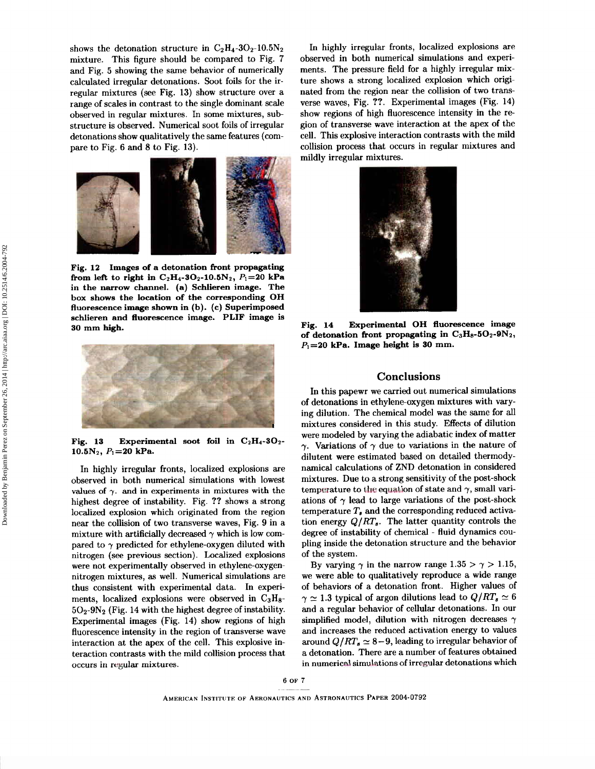shows the detonation structure in $C_2H_4$-$3O_2$-$10.5N_2$ mixture. This figure should be compared to Fig. 7 and Fig. 5 showing the same behavior of numerically calculated irregular detonations. Soot foils for the irregular mixtures (see Fig. 13) show structure over a range of scales in contrast to the single dominant scale observed in regular mixtures. In some mixtures, substructure is observed. Numerical soot foils of irregular detonations show qualitatively the same features (compare to Fig. 6 and 8 to Fig. 13).

**Fig. 12 Images of a detonation front propagating from left to right in $C_2H_4$-$3O_2$-$10.5N_2$, $P_1$=20 kPa in the narrow channel. (a) Schlieren image. The box shows the location of the corresponding OH fluorescence image shown in (b). (c) Superimposed schlieren and fluorescence image. PLIF image is 30 mm high.**

**Fig. 13 Experimental soot foil in $C_2H_4$-$3O_2$-$10.5N_2$, $P_1$=20 kPa.**

In highly irregular fronts, localized explosions are observed in both numerical simulations with lowest values of $\gamma$. and in experiments in mixtures with the highest degree of instability. Fig. ?? shows a strong localized explosion which originated from the region near the collision of two transverse waves, Fig. 9 in a mixture with artificially decreased $\gamma$ which is low compared to $\gamma$ predicted for ethylene-oxygen diluted with nitrogen (see previous section). Localized explosions were not experimentally observed in ethylene-oxygen-nitrogen mixtures, as well. Numerical simulations are thus consistent with experimental data. In experiments, localized explosions were observed in $C_3H_8$-$5O_2$-$9N_2$ (Fig. 14 with the highest degree of instability. Experimental images (Fig. 14) show regions of high fluorescence intensity in the region of transverse wave interaction at the apex of the cell. This explosive interaction contrasts with the mild collision process that occurs in regular mixtures.

In highly irregular fronts, localized explosions are observed in both numerical simulations and experiments. The pressure field for a highly irregular mixture shows a strong localized explosion which originated from the region near the collision of two transverse waves, Fig. ??. Experimental images (Fig. 14) show regions of high fluorescence intensity in the region of transverse wave interaction at the apex of the cell. This explosive interaction contrasts with the mild collision process that occurs in regular mixtures and mildly irregular mixtures.

**Fig. 14 Experimental OH fluorescence image of detonation front propagating in $C_3H_8$-$5O_2$-$9N_2$, $P_1$=20 kPa. Image height is 30 mm.**

## Conclusions

In this papewr we carried out numerical simulations of detonations in ethylene-oxygen mixtures with varying dilution. The chemical model was the same for all mixtures considered in this study. Effects of dilution were modeled by varying the adiabatic index of matter $\gamma$. Variations of $\gamma$ due to variations in the nature of dilutent were estimated based on detailed thermodynamical calculations of ZND detonation in considered mixtures. Due to a strong sensitivity of the post-shock temperature to the equation of state and $\gamma$, small variations of $\gamma$ lead to large variations of the post-shock temperature $T_s$ and the corresponding reduced activation energy $Q/RT_s$. The latter quantity controls the degree of instability of chemical - fluid dynamics coupling inside the detonation structure and the behavior of the system.

By varying $\gamma$ in the narrow range $1.35 > \gamma > 1.15$, we were able to qualitatively reproduce a wide range of behaviors of a detonation front. Higher values of $\gamma \simeq 1.3$ typical of argon dilutions lead to $Q/RT_s \simeq 6$ and a regular behavior of cellular detonations. In our simplified model, dilution with nitrogen decreases $\gamma$ and increases the reduced activation energy to values around $Q/RT_s \simeq 8-9$, leading to irregular behavior of a detonation. There are a number of features obtained in numerical simulations of irregular detonations which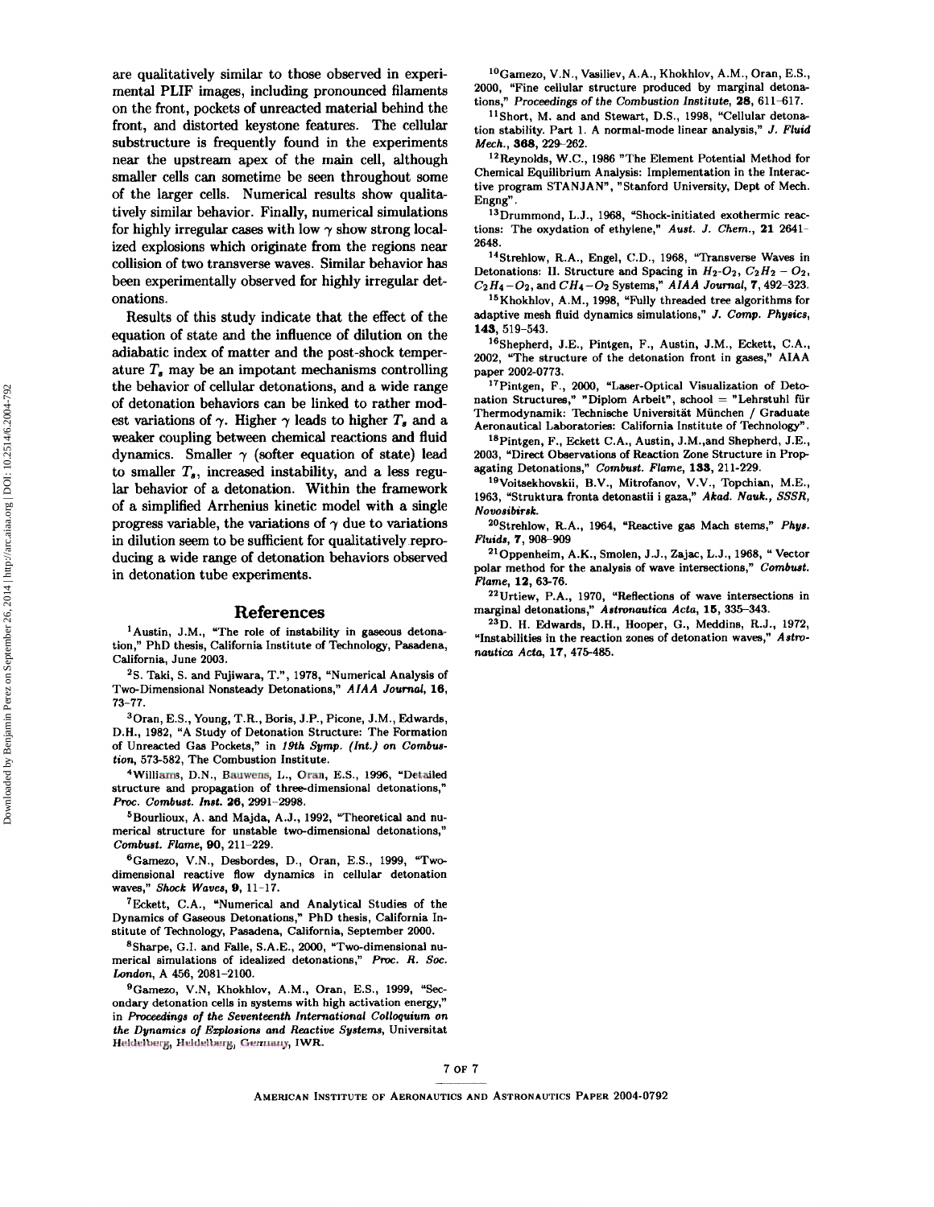are qualitatively similar to those observed in experimental PLIF images, including pronounced filaments on the front, pockets of unreacted material behind the front, and distorted keystone features. The cellular substructure is frequently found in the experiments near the upstream apex of the main cell, although smaller cells can sometime be seen throughout some of the larger cells. Numerical results show qualitatively similar behavior. Finally, numerical simulations for highly irregular cases with low $\gamma$ show strong localized explosions which originate from the regions near collision of two transverse waves. Similar behavior has been experimentally observed for highly irregular detonations.

Results of this study indicate that the effect of the equation of state and the influence of dilution on the adiabatic index of matter and the post-shock temperature $T_s$ may be an impotant mechanisms controlling the behavior of cellular detonations, and a wide range of detonation behaviors can be linked to rather modest variations of $\gamma$. Higher $\gamma$ leads to higher $T_s$ and a weaker coupling between chemical reactions and fluid dynamics. Smaller $\gamma$ (softer equation of state) lead to smaller $T_s$, increased instability, and a less regular behavior of a detonation. Within the framework of a simplified Arrhenius kinetic model with a single progress variable, the variations of $\gamma$ due to variations in dilution seem to be sufficient for qualitatively reproducing a wide range of detonation behaviors observed in detonation tube experiments.

## References

[1] Austin, J.M., "The role of instability in gaseous detonation," PhD thesis, California Institute of Technology, Pasadena, California, June 2003.

[2] S. Taki, S. and Fujiwara, T.", 1978, "Numerical Analysis of Two-Dimensional Nonsteady Detonations," *AIAA Journal*, **16**, 73–77.

[3] Oran, E.S., Young, T.R., Boris, J.P., Picone, J.M., Edwards, D.H., 1982, "A Study of Detonation Structure: The Formation of Unreacted Gas Pockets," in *19th Symp. (Int.) on Combustion*, 573-582, The Combustion Institute.

[4] Williams, D.N., Bauwens, L., Oran, E.S., 1996, "Detailed structure and propagation of three-dimensional detonations," *Proc. Combust. Inst.* **26**, 2991–2998.

[5] Bourlioux, A. and Majda, A.J., 1992, "Theoretical and numerical structure for unstable two-dimensional detonations," *Combust. Flame*, **90**, 211–229.

[6] Gamezo, V.N., Desbordes, D., Oran, E.S., 1999, "Two-dimensional reactive flow dynamics in cellular detonation waves," *Shock Waves*, **9**, 11–17.

[7] Eckett, C.A., "Numerical and Analytical Studies of the Dynamics of Gaseous Detonations," PhD thesis, California Institute of Technology, Pasadena, California, September 2000.

[8] Sharpe, G.I. and Falle, S.A.E., 2000, "Two-dimensional numerical simulations of idealized detonations," *Proc. R. Soc. London*, A 456, 2081–2100.

[9] Gamezo, V.N, Khokhlov, A.M., Oran, E.S., 1999, "Secondary detonation cells in systems with high activation energy," in *Proceedings of the Seventeenth International Colloquium on the Dynamics of Explosions and Reactive Systems*, Universitat Heidelberg, Heidelberg, Germany, IWR.

[10] Gamezo, V.N., Vasiliev, A.A., Khokhlov, A.M., Oran, E.S., 2000, "Fine cellular structure produced by marginal detonations," *Proceedings of the Combustion Institute*, **28**, 611–617.

[11] Short, M. and and Stewart, D.S., 1998, "Cellular detonation stability. Part 1. A normal-mode linear analysis," *J. Fluid Mech.*, **368**, 229–262.

[12] Reynolds, W.C., 1986 "The Element Potential Method for Chemical Equilibrium Analysis: Implementation in the Interactive program STANJAN", "Stanford University, Dept of Mech. Engng".

[13] Drummond, L.J., 1968, "Shock-initiated exothermic reactions: The oxydation of ethylene," *Aust. J. Chem.*, **21** 2641–2648.

[14] Strehlow, R.A., Engel, C.D., 1968, "Transverse Waves in Detonations: II. Structure and Spacing in $H_2$-$O_2$, $C_2H_2-O_2$, $C_2H_4-O_2$, and $CH_4-O_2$ Systems," *AIAA Journal*, **7**, 492–323.

[15] Khokhlov, A.M., 1998, "Fully threaded tree algorithms for adaptive mesh fluid dynamics simulations," *J. Comp. Physics*, **143**, 519–543.

[16] Shepherd, J.E., Pintgen, F., Austin, J.M., Eckett, C.A., 2002, "The structure of the detonation front in gases," AIAA paper 2002-0773.

[17] Pintgen, F., 2000, "Laser-Optical Visualization of Detonation Structures," "Diplom Arbeit", school = "Lehrstuhl für Thermodynamik: Technische Universität München / Graduate Aeronautical Laboratories: California Institute of Technology".

[18] Pintgen, F., Eckett C.A., Austin, J.M.,and Shepherd, J.E., 2003, "Direct Observations of Reaction Zone Structure in Propagating Detonations," *Combust. Flame*, **133**, 211-229.

[19] Voitsekhovskii, B.V., Mitrofanov, V.V., Topchian, M.E., 1963, "Struktura fronta detonastii i gaza," *Akad. Nauk., SSSR, Novosibirsk.*

[20] Strehlow, R.A., 1964, "Reactive gas Mach stems," *Phys. Fluids*, **7**, 908–909

[21] Oppenheim, A.K., Smolen, J.J., Zajac, L.J., 1968, " Vector polar method for the analysis of wave intersections," *Combust. Flame*, **12**, 63-76.

[22] Urtiew, P.A., 1970, "Reflections of wave intersections in marginal detonations," *Astronautica Acta*, **15**, 335–343.

[23] D. H. Edwards, D.H., Hooper, G., Meddins, R.J., 1972, "Instabilities in the reaction zones of detonation waves," *Astronautica Acta*, **17**, 475-485.